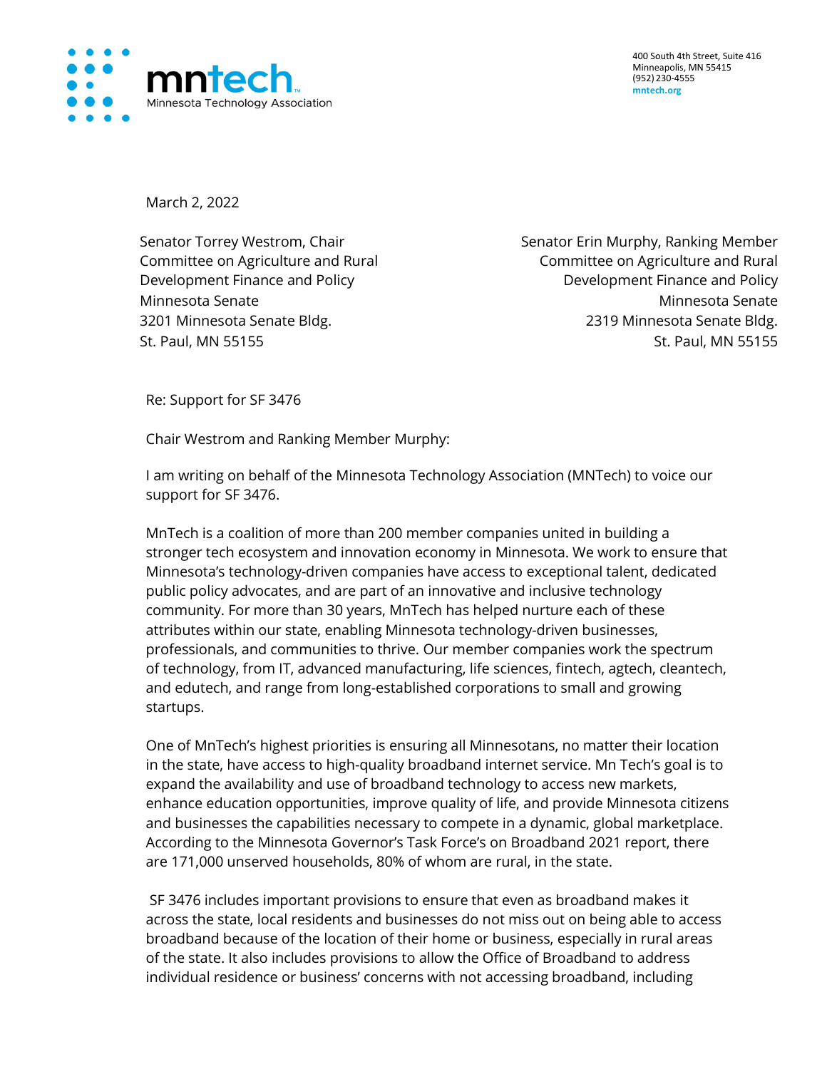**mntech**
Minnesota Technology Association

400 South 4th Street, Suite 416
Minneapolis, MN 55415
(952) 230-4555
mntech.org

March 2, 2022

Senator Torrey Westrom, Chair
Committee on Agriculture and Rural Development Finance and Policy
Minnesota Senate
3201 Minnesota Senate Bldg.
St. Paul, MN 55155

Senator Erin Murphy, Ranking Member
Committee on Agriculture and Rural Development Finance and Policy
Minnesota Senate
2319 Minnesota Senate Bldg.
St. Paul, MN 55155

Re: Support for SF 3476

Chair Westrom and Ranking Member Murphy:

I am writing on behalf of the Minnesota Technology Association (MNTech) to voice our support for SF 3476.

MnTech is a coalition of more than 200 member companies united in building a stronger tech ecosystem and innovation economy in Minnesota. We work to ensure that Minnesota's technology-driven companies have access to exceptional talent, dedicated public policy advocates, and are part of an innovative and inclusive technology community. For more than 30 years, MnTech has helped nurture each of these attributes within our state, enabling Minnesota technology-driven businesses, professionals, and communities to thrive. Our member companies work the spectrum of technology, from IT, advanced manufacturing, life sciences, fintech, agtech, cleantech, and edutech, and range from long-established corporations to small and growing startups.

One of MnTech's highest priorities is ensuring all Minnesotans, no matter their location in the state, have access to high-quality broadband internet service. Mn Tech's goal is to expand the availability and use of broadband technology to access new markets, enhance education opportunities, improve quality of life, and provide Minnesota citizens and businesses the capabilities necessary to compete in a dynamic, global marketplace. According to the Minnesota Governor's Task Force's on Broadband 2021 report, there are 171,000 unserved households, 80% of whom are rural, in the state.

SF 3476 includes important provisions to ensure that even as broadband makes it across the state, local residents and businesses do not miss out on being able to access broadband because of the location of their home or business, especially in rural areas of the state. It also includes provisions to allow the Office of Broadband to address individual residence or business' concerns with not accessing broadband, including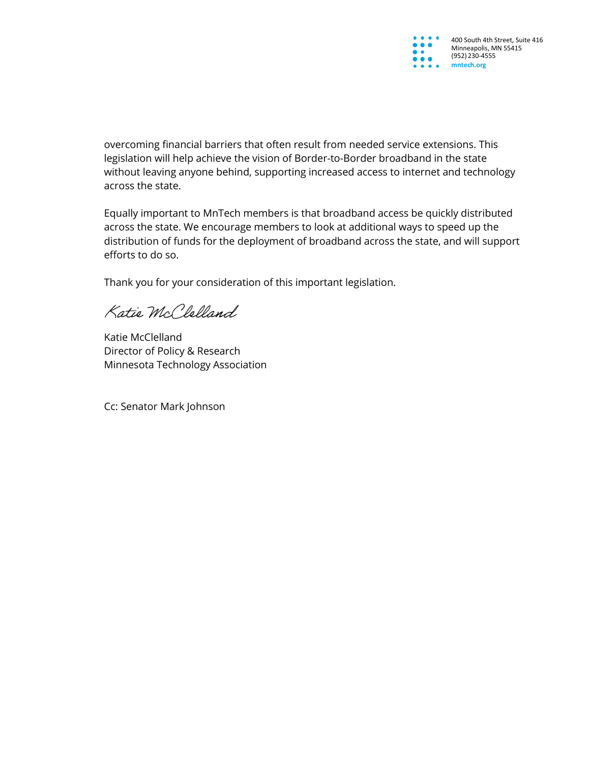400 South 4th Street, Suite 416
Minneapolis, MN 55415
(952) 230-4555
mntech.org

overcoming financial barriers that often result from needed service extensions. This legislation will help achieve the vision of Border-to-Border broadband in the state without leaving anyone behind, supporting increased access to internet and technology across the state.

Equally important to MnTech members is that broadband access be quickly distributed across the state. We encourage members to look at additional ways to speed up the distribution of funds for the deployment of broadband across the state, and will support efforts to do so.

Thank you for your consideration of this important legislation.

Katie McClelland

Katie McClelland
Director of Policy & Research
Minnesota Technology Association

Cc: Senator Mark Johnson